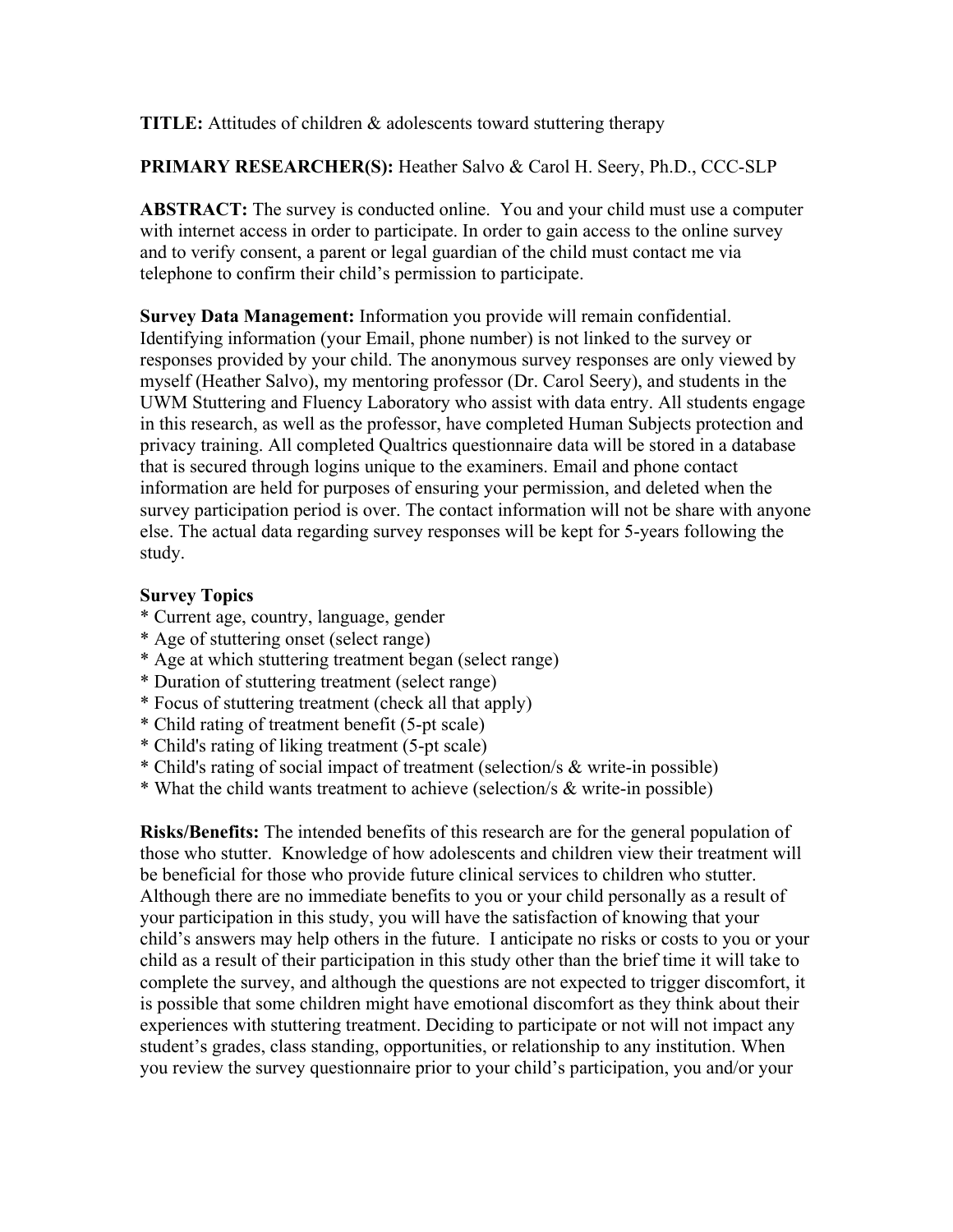**TITLE:** Attitudes of children & adolescents toward stuttering therapy

**PRIMARY RESEARCHER(S):** Heather Salvo & Carol H. Seery, Ph.D., CCC-SLP

**ABSTRACT:** The survey is conducted online. You and your child must use a computer with internet access in order to participate. In order to gain access to the online survey and to verify consent, a parent or legal guardian of the child must contact me via telephone to confirm their child's permission to participate.

**Survey Data Management:** Information you provide will remain confidential. Identifying information (your Email, phone number) is not linked to the survey or responses provided by your child. The anonymous survey responses are only viewed by myself (Heather Salvo), my mentoring professor (Dr. Carol Seery), and students in the UWM Stuttering and Fluency Laboratory who assist with data entry. All students engage in this research, as well as the professor, have completed Human Subjects protection and privacy training. All completed Qualtrics questionnaire data will be stored in a database that is secured through logins unique to the examiners. Email and phone contact information are held for purposes of ensuring your permission, and deleted when the survey participation period is over. The contact information will not be share with anyone else. The actual data regarding survey responses will be kept for 5-years following the study.

**Survey Topics**

* Current age, country, language, gender
* Age of stuttering onset (select range)
* Age at which stuttering treatment began (select range)
* Duration of stuttering treatment (select range)
* Focus of stuttering treatment (check all that apply)
* Child rating of treatment benefit (5-pt scale)
* Child's rating of liking treatment (5-pt scale)
* Child's rating of social impact of treatment (selection/s & write-in possible)
* What the child wants treatment to achieve (selection/s & write-in possible)

**Risks/Benefits:** The intended benefits of this research are for the general population of those who stutter. Knowledge of how adolescents and children view their treatment will be beneficial for those who provide future clinical services to children who stutter. Although there are no immediate benefits to you or your child personally as a result of your participation in this study, you will have the satisfaction of knowing that your child's answers may help others in the future. I anticipate no risks or costs to you or your child as a result of their participation in this study other than the brief time it will take to complete the survey, and although the questions are not expected to trigger discomfort, it is possible that some children might have emotional discomfort as they think about their experiences with stuttering treatment. Deciding to participate or not will not impact any student's grades, class standing, opportunities, or relationship to any institution. When you review the survey questionnaire prior to your child's participation, you and/or your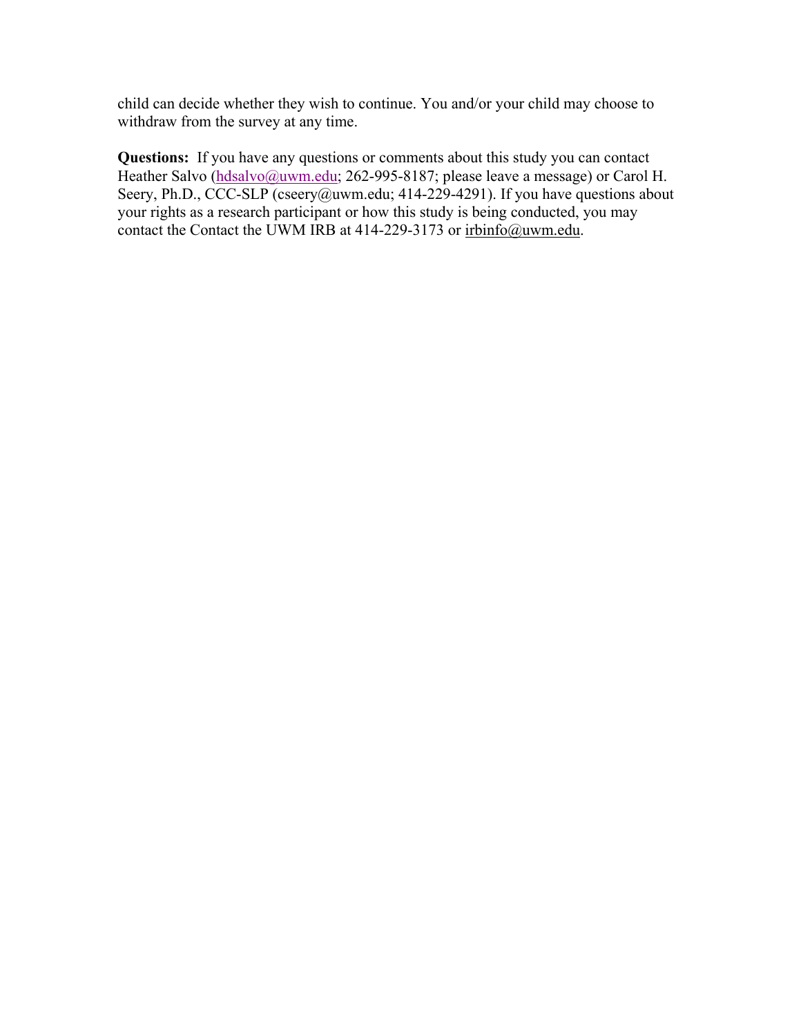child can decide whether they wish to continue. You and/or your child may choose to withdraw from the survey at any time.

**Questions:** If you have any questions or comments about this study you can contact Heather Salvo (hdsalvo@uwm.edu; 262-995-8187; please leave a message) or Carol H. Seery, Ph.D., CCC-SLP (cseery@uwm.edu; 414-229-4291). If you have questions about your rights as a research participant or how this study is being conducted, you may contact the Contact the UWM IRB at 414-229-3173 or irbinfo@uwm.edu.